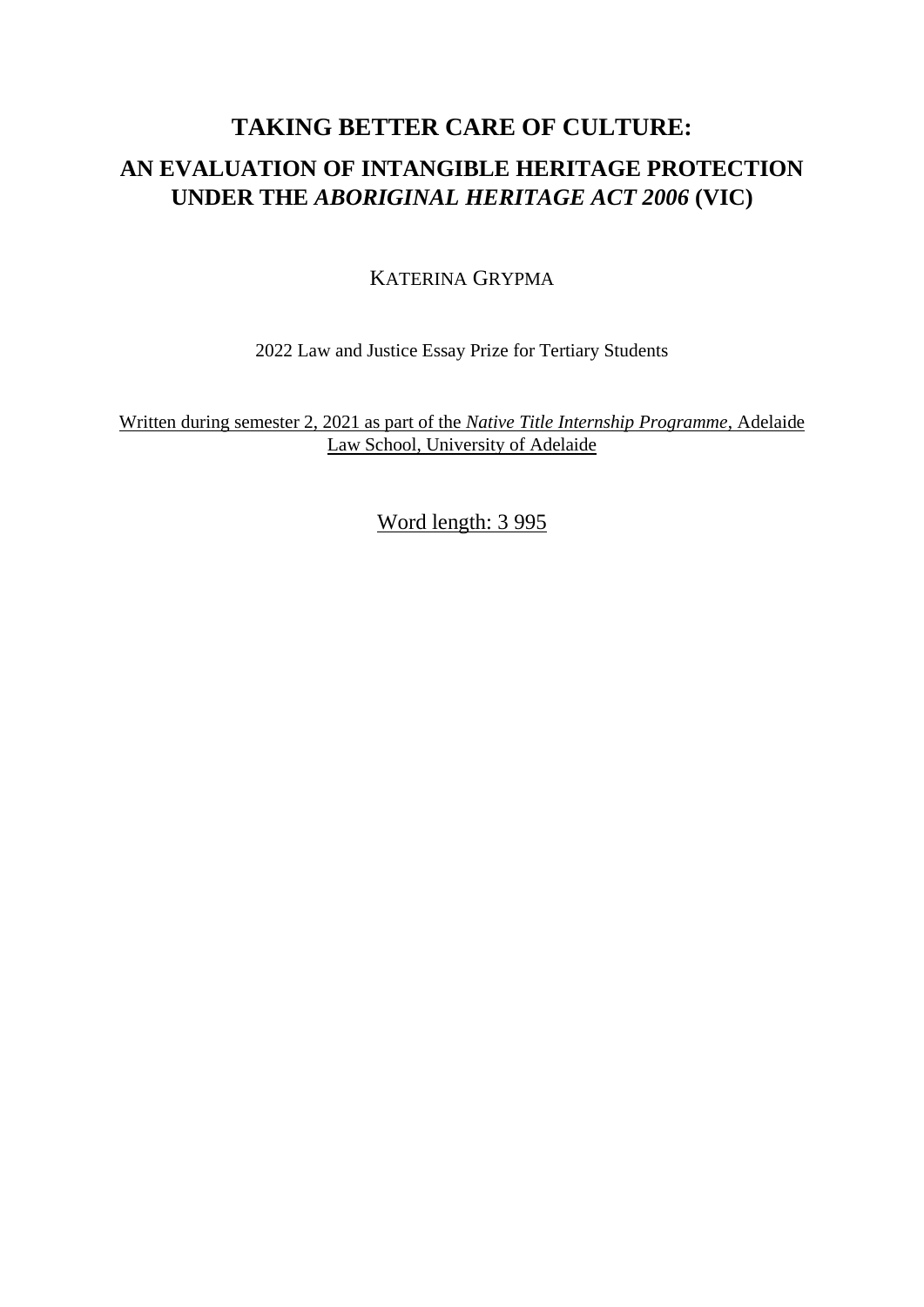# TAKING BETTER CARE OF CULTURE:

## AN EVALUATION OF INTANGIBLE HERITAGE PROTECTION UNDER THE *ABORIGINAL HERITAGE ACT 2006* (VIC)

KATERINA GRYPMA

2022 Law and Justice Essay Prize for Tertiary Students

Written during semester 2, 2021 as part of the *Native Title Internship Programme*, Adelaide Law School, University of Adelaide

Word length: 3 995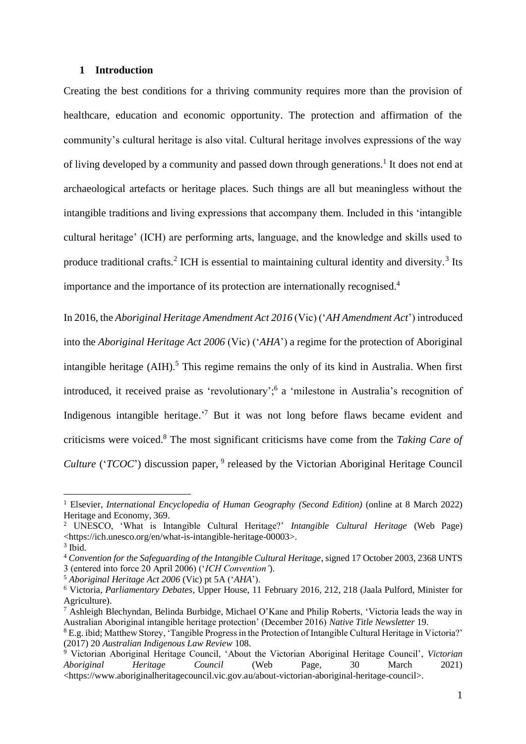## 1 Introduction

Creating the best conditions for a thriving community requires more than the provision of healthcare, education and economic opportunity. The protection and affirmation of the community's cultural heritage is also vital. Cultural heritage involves expressions of the way of living developed by a community and passed down through generations.[1] It does not end at archaeological artefacts or heritage places. Such things are all but meaningless without the intangible traditions and living expressions that accompany them. Included in this 'intangible cultural heritage' (ICH) are performing arts, language, and the knowledge and skills used to produce traditional crafts.[2] ICH is essential to maintaining cultural identity and diversity.[3] Its importance and the importance of its protection are internationally recognised.[4]

In 2016, the *Aboriginal Heritage Amendment Act 2016* (Vic) ('*AH Amendment Act*') introduced into the *Aboriginal Heritage Act 2006* (Vic) ('*AHA*') a regime for the protection of Aboriginal intangible heritage (AIH).[5] This regime remains the only of its kind in Australia. When first introduced, it received praise as 'revolutionary';[6] a 'milestone in Australia's recognition of Indigenous intangible heritage.'[7] But it was not long before flaws became evident and criticisms were voiced.[8] The most significant criticisms have come from the *Taking Care of Culture* ('*TCOC*') discussion paper, [9] released by the Victorian Aboriginal Heritage Council

---

[1] Elsevier, *International Encyclopedia of Human Geography (Second Edition)* (online at 8 March 2022) Heritage and Economy, 369.

[2] UNESCO, 'What is Intangible Cultural Heritage?' *Intangible Cultural Heritage* (Web Page) <https://ich.unesco.org/en/what-is-intangible-heritage-00003>.

[3] Ibid.

[4] *Convention for the Safeguarding of the Intangible Cultural Heritage*, signed 17 October 2003, 2368 UNTS 3 (entered into force 20 April 2006) ('*ICH Convention'*).

[5] *Aboriginal Heritage Act 2006* (Vic) pt 5A ('*AHA*').

[6] Victoria, *Parliamentary Debates*, Upper House, 11 February 2016, 212, 218 (Jaala Pulford, Minister for Agriculture).

[7] Ashleigh Blechyndan, Belinda Burbidge, Michael O'Kane and Philip Roberts, 'Victoria leads the way in Australian Aboriginal intangible heritage protection' (December 2016) *Native Title Newsletter* 19.

[8] E.g. ibid; Matthew Storey, 'Tangible Progress in the Protection of Intangible Cultural Heritage in Victoria?' (2017) 20 *Australian Indigenous Law Review* 108.

[9] Victorian Aboriginal Heritage Council, 'About the Victorian Aboriginal Heritage Council', *Victorian Aboriginal Heritage Council* (Web Page, 30 March 2021) <https://www.aboriginalheritagecouncil.vic.gov.au/about-victorian-aboriginal-heritage-council>.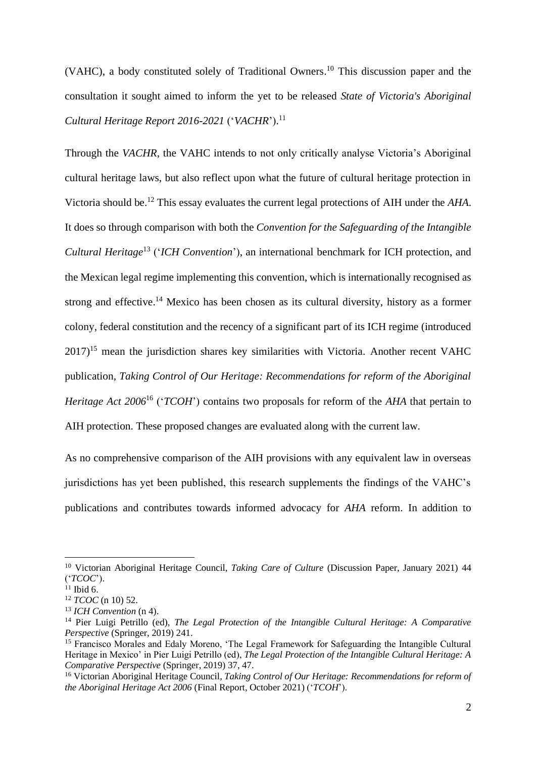(VAHC), a body constituted solely of Traditional Owners.[10] This discussion paper and the consultation it sought aimed to inform the yet to be released *State of Victoria's Aboriginal Cultural Heritage Report 2016-2021* ('*VACHR*').[11]

Through the *VACHR*, the VAHC intends to not only critically analyse Victoria's Aboriginal cultural heritage laws, but also reflect upon what the future of cultural heritage protection in Victoria should be.[12] This essay evaluates the current legal protections of AIH under the *AHA*. It does so through comparison with both the *Convention for the Safeguarding of the Intangible Cultural Heritage*[13] ('*ICH Convention*'), an international benchmark for ICH protection, and the Mexican legal regime implementing this convention, which is internationally recognised as strong and effective.[14] Mexico has been chosen as its cultural diversity, history as a former colony, federal constitution and the recency of a significant part of its ICH regime (introduced 2017)[15] mean the jurisdiction shares key similarities with Victoria. Another recent VAHC publication, *Taking Control of Our Heritage: Recommendations for reform of the Aboriginal Heritage Act 2006*[16] ('*TCOH*') contains two proposals for reform of the *AHA* that pertain to AIH protection. These proposed changes are evaluated along with the current law.

As no comprehensive comparison of the AIH provisions with any equivalent law in overseas jurisdictions has yet been published, this research supplements the findings of the VAHC's publications and contributes towards informed advocacy for *AHA* reform. In addition to

---

[10] Victorian Aboriginal Heritage Council, *Taking Care of Culture* (Discussion Paper, January 2021) 44 ('*TCOC*').

[11] Ibid 6.

[12] *TCOC* (n 10) 52.

[13] *ICH Convention* (n 4).

[14] Pier Luigi Petrillo (ed), *The Legal Protection of the Intangible Cultural Heritage: A Comparative Perspective* (Springer, 2019) 241.

[15] Francisco Morales and Edaly Moreno, 'The Legal Framework for Safeguarding the Intangible Cultural Heritage in Mexico' in Pier Luigi Petrillo (ed), *The Legal Protection of the Intangible Cultural Heritage: A Comparative Perspective* (Springer, 2019) 37, 47.

[16] Victorian Aboriginal Heritage Council, *Taking Control of Our Heritage: Recommendations for reform of the Aboriginal Heritage Act 2006* (Final Report, October 2021) ('*TCOH*').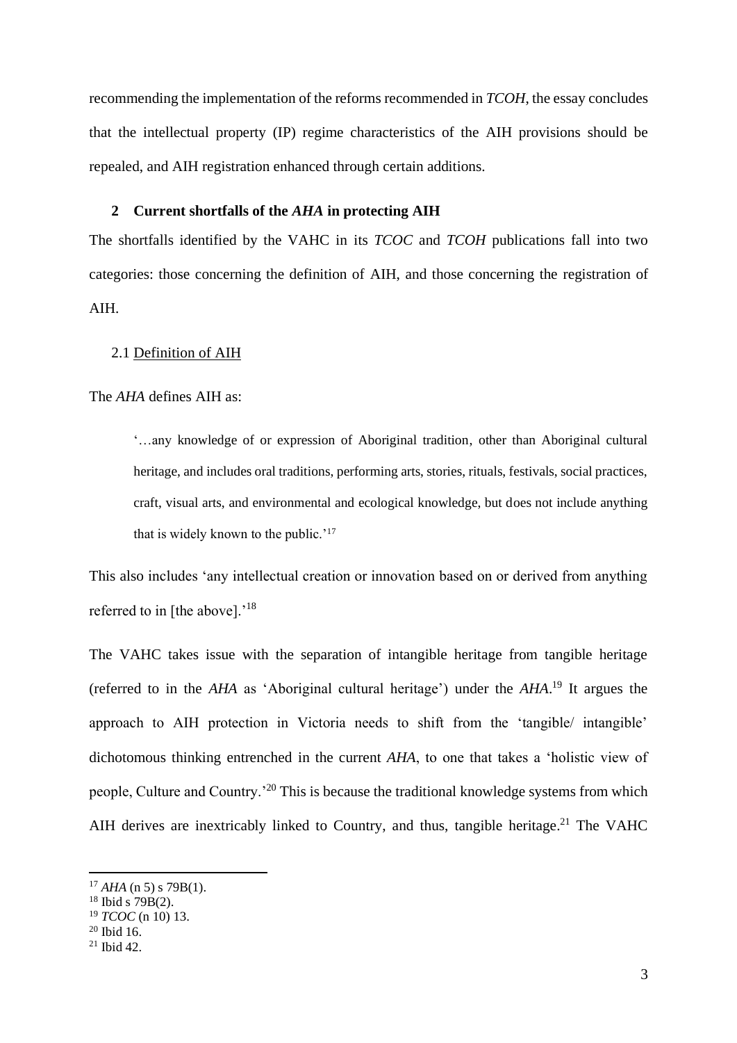recommending the implementation of the reforms recommended in *TCOH*, the essay concludes that the intellectual property (IP) regime characteristics of the AIH provisions should be repealed, and AIH registration enhanced through certain additions.

## 2 Current shortfalls of the *AHA* in protecting AIH

The shortfalls identified by the VAHC in its *TCOC* and *TCOH* publications fall into two categories: those concerning the definition of AIH, and those concerning the registration of AIH.

### 2.1 Definition of AIH

The *AHA* defines AIH as:

> '…any knowledge of or expression of Aboriginal tradition, other than Aboriginal cultural heritage, and includes oral traditions, performing arts, stories, rituals, festivals, social practices, craft, visual arts, and environmental and ecological knowledge, but does not include anything that is widely known to the public.'[17]

This also includes 'any intellectual creation or innovation based on or derived from anything referred to in [the above].'[18]

The VAHC takes issue with the separation of intangible heritage from tangible heritage (referred to in the *AHA* as 'Aboriginal cultural heritage') under the *AHA*.[19] It argues the approach to AIH protection in Victoria needs to shift from the 'tangible/ intangible' dichotomous thinking entrenched in the current *AHA*, to one that takes a 'holistic view of people, Culture and Country.'[20] This is because the traditional knowledge systems from which AIH derives are inextricably linked to Country, and thus, tangible heritage.[21] The VAHC

---

[17] *AHA* (n 5) s 79B(1).

[18] Ibid s 79B(2).

[19] *TCOC* (n 10) 13.

[20] Ibid 16.

[21] Ibid 42.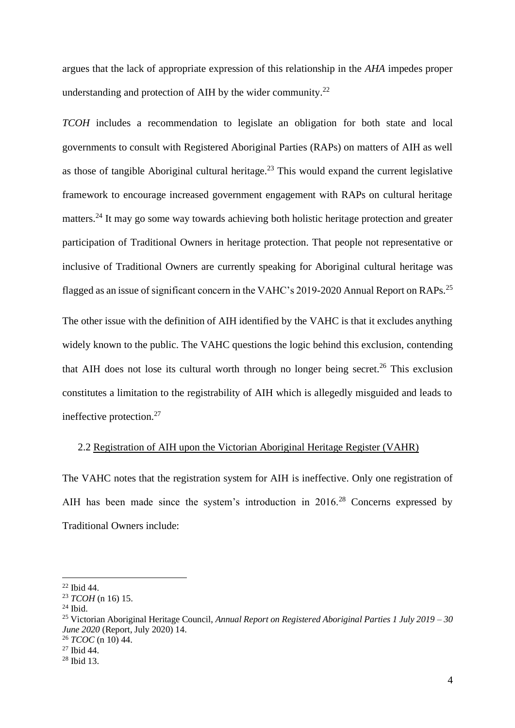argues that the lack of appropriate expression of this relationship in the *AHA* impedes proper understanding and protection of AIH by the wider community.[22]

*TCOH* includes a recommendation to legislate an obligation for both state and local governments to consult with Registered Aboriginal Parties (RAPs) on matters of AIH as well as those of tangible Aboriginal cultural heritage.[23] This would expand the current legislative framework to encourage increased government engagement with RAPs on cultural heritage matters.[24] It may go some way towards achieving both holistic heritage protection and greater participation of Traditional Owners in heritage protection. That people not representative or inclusive of Traditional Owners are currently speaking for Aboriginal cultural heritage was flagged as an issue of significant concern in the VAHC's 2019-2020 Annual Report on RAPs.[25]

The other issue with the definition of AIH identified by the VAHC is that it excludes anything widely known to the public. The VAHC questions the logic behind this exclusion, contending that AIH does not lose its cultural worth through no longer being secret.[26] This exclusion constitutes a limitation to the registrability of AIH which is allegedly misguided and leads to ineffective protection.[27]

### 2.2 Registration of AIH upon the Victorian Aboriginal Heritage Register (VAHR)

The VAHC notes that the registration system for AIH is ineffective. Only one registration of AIH has been made since the system's introduction in 2016.[28] Concerns expressed by Traditional Owners include:

---

[22] Ibid 44.

[23] *TCOH* (n 16) 15.

[24] Ibid.

[25] Victorian Aboriginal Heritage Council, *Annual Report on Registered Aboriginal Parties 1 July 2019 – 30 June 2020* (Report, July 2020) 14.

[26] *TCOC* (n 10) 44.

[27] Ibid 44.

[28] Ibid 13.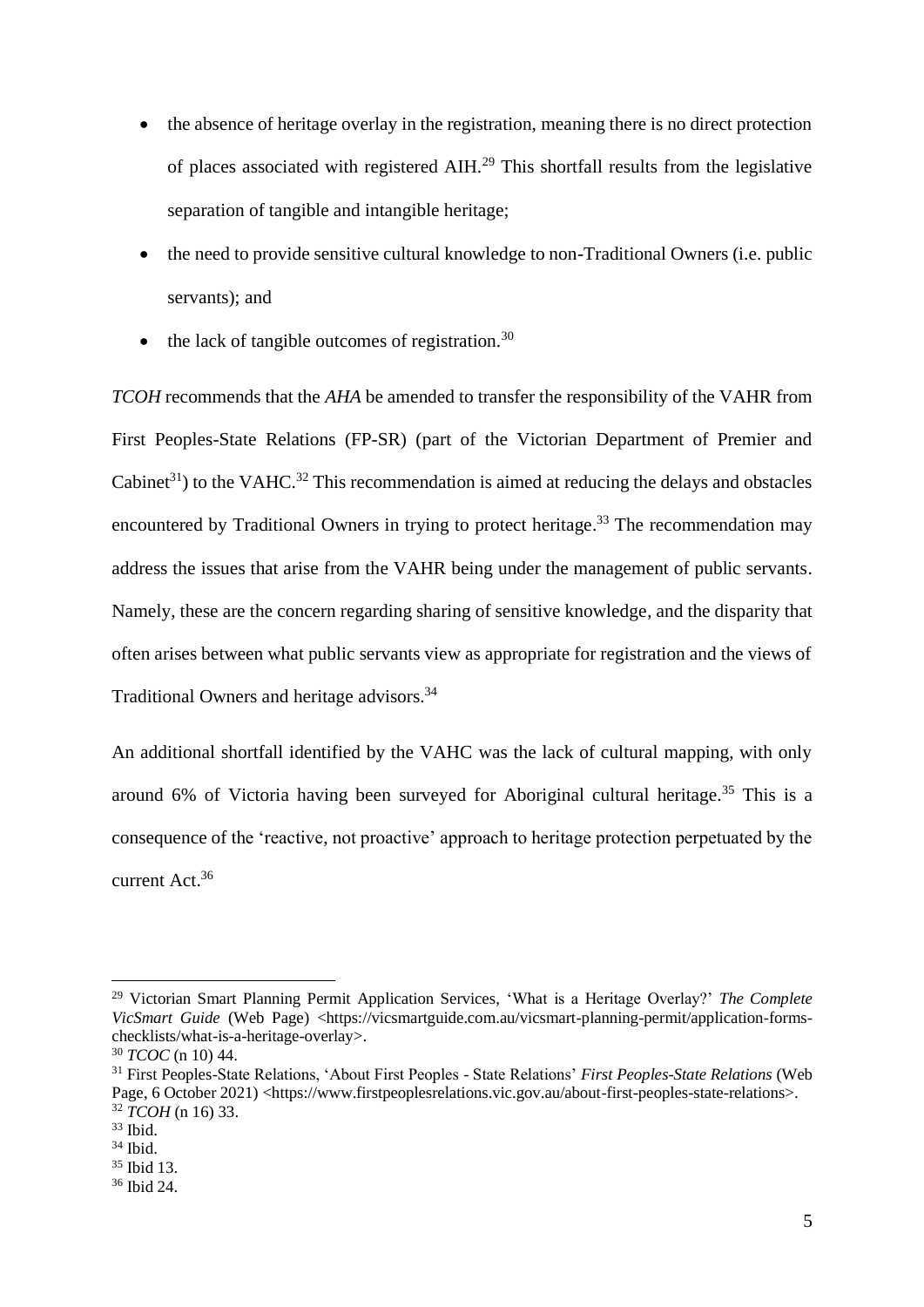- the absence of heritage overlay in the registration, meaning there is no direct protection of places associated with registered AIH.[29] This shortfall results from the legislative separation of tangible and intangible heritage;
- the need to provide sensitive cultural knowledge to non-Traditional Owners (i.e. public servants); and
- the lack of tangible outcomes of registration.[30]

*TCOH* recommends that the *AHA* be amended to transfer the responsibility of the VAHR from First Peoples-State Relations (FP-SR) (part of the Victorian Department of Premier and Cabinet[31]) to the VAHC.[32] This recommendation is aimed at reducing the delays and obstacles encountered by Traditional Owners in trying to protect heritage.[33] The recommendation may address the issues that arise from the VAHR being under the management of public servants. Namely, these are the concern regarding sharing of sensitive knowledge, and the disparity that often arises between what public servants view as appropriate for registration and the views of Traditional Owners and heritage advisors.[34]

An additional shortfall identified by the VAHC was the lack of cultural mapping, with only around 6% of Victoria having been surveyed for Aboriginal cultural heritage.[35] This is a consequence of the 'reactive, not proactive' approach to heritage protection perpetuated by the current Act.[36]

---

[29] Victorian Smart Planning Permit Application Services, 'What is a Heritage Overlay?' *The Complete VicSmart Guide* (Web Page) <https://vicsmartguide.com.au/vicsmart-planning-permit/application-forms-checklists/what-is-a-heritage-overlay>.

[30] *TCOC* (n 10) 44.

[31] First Peoples-State Relations, 'About First Peoples - State Relations' *First Peoples-State Relations* (Web Page, 6 October 2021) <https://www.firstpeoplesrelations.vic.gov.au/about-first-peoples-state-relations>.

[32] *TCOH* (n 16) 33.

[33] Ibid.

[34] Ibid.

[35] Ibid 13.

[36] Ibid 24.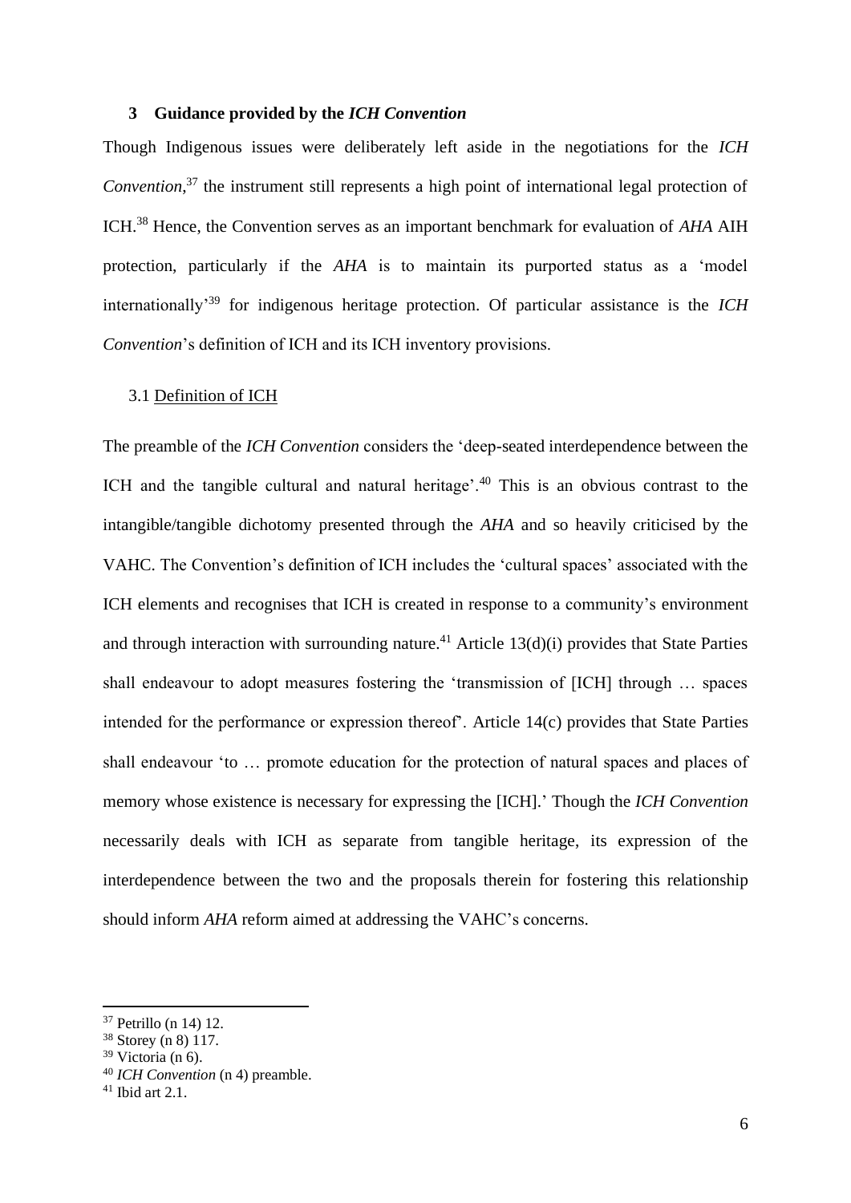## 3 Guidance provided by the *ICH Convention*

Though Indigenous issues were deliberately left aside in the negotiations for the *ICH Convention*,[37] the instrument still represents a high point of international legal protection of ICH.[38] Hence, the Convention serves as an important benchmark for evaluation of *AHA* AIH protection, particularly if the *AHA* is to maintain its purported status as a 'model internationally'[39] for indigenous heritage protection. Of particular assistance is the *ICH Convention*'s definition of ICH and its ICH inventory provisions.

### 3.1 Definition of ICH

The preamble of the *ICH Convention* considers the 'deep-seated interdependence between the ICH and the tangible cultural and natural heritage'.[40] This is an obvious contrast to the intangible/tangible dichotomy presented through the *AHA* and so heavily criticised by the VAHC. The Convention's definition of ICH includes the 'cultural spaces' associated with the ICH elements and recognises that ICH is created in response to a community's environment and through interaction with surrounding nature.[41] Article 13(d)(i) provides that State Parties shall endeavour to adopt measures fostering the 'transmission of [ICH] through … spaces intended for the performance or expression thereof'. Article 14(c) provides that State Parties shall endeavour 'to … promote education for the protection of natural spaces and places of memory whose existence is necessary for expressing the [ICH].' Though the *ICH Convention* necessarily deals with ICH as separate from tangible heritage, its expression of the interdependence between the two and the proposals therein for fostering this relationship should inform *AHA* reform aimed at addressing the VAHC's concerns.

---

[37] Petrillo (n 14) 12.

[38] Storey (n 8) 117.

[39] Victoria (n 6).

[40] *ICH Convention* (n 4) preamble.

[41] Ibid art 2.1.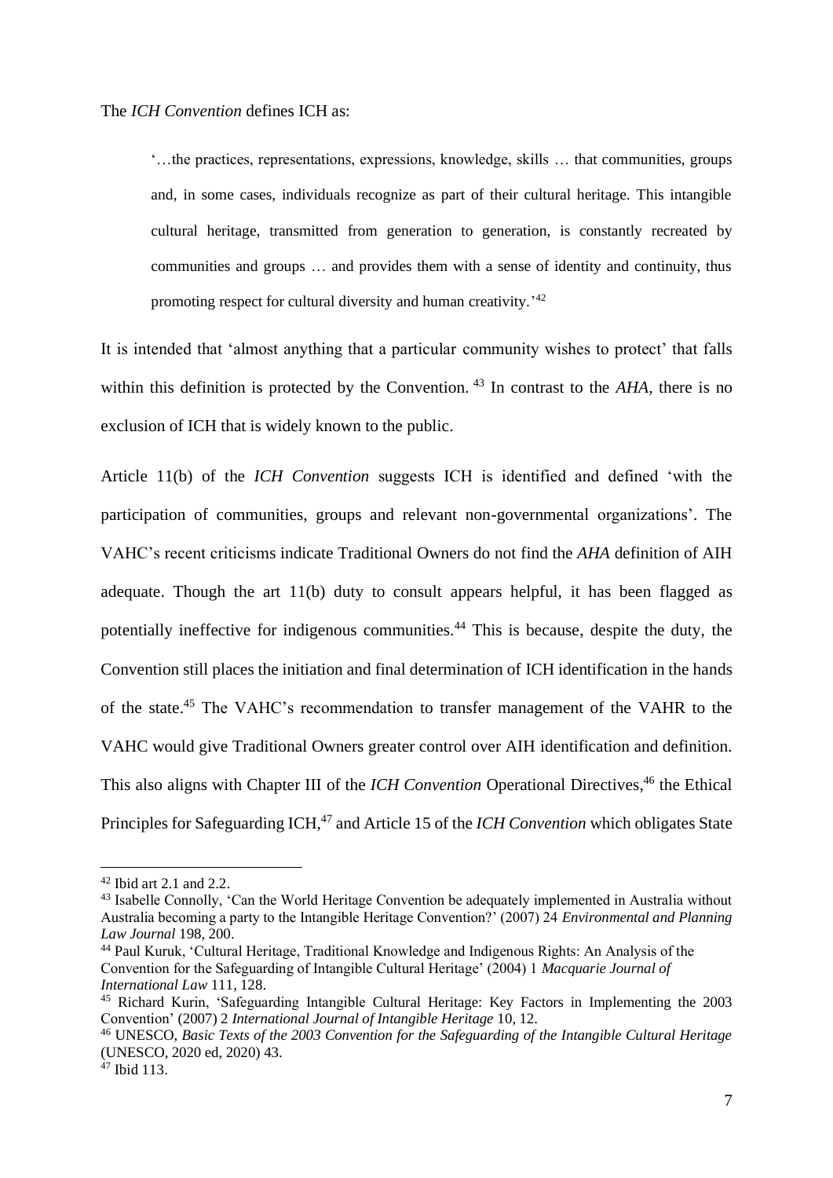The *ICH Convention* defines ICH as:

> '…the practices, representations, expressions, knowledge, skills … that communities, groups and, in some cases, individuals recognize as part of their cultural heritage. This intangible cultural heritage, transmitted from generation to generation, is constantly recreated by communities and groups … and provides them with a sense of identity and continuity, thus promoting respect for cultural diversity and human creativity.'[42]

It is intended that 'almost anything that a particular community wishes to protect' that falls within this definition is protected by the Convention.[43] In contrast to the *AHA*, there is no exclusion of ICH that is widely known to the public.

Article 11(b) of the *ICH Convention* suggests ICH is identified and defined 'with the participation of communities, groups and relevant non-governmental organizations'. The VAHC's recent criticisms indicate Traditional Owners do not find the *AHA* definition of AIH adequate. Though the art 11(b) duty to consult appears helpful, it has been flagged as potentially ineffective for indigenous communities.[44] This is because, despite the duty, the Convention still places the initiation and final determination of ICH identification in the hands of the state.[45] The VAHC's recommendation to transfer management of the VAHR to the VAHC would give Traditional Owners greater control over AIH identification and definition. This also aligns with Chapter III of the *ICH Convention* Operational Directives,[46] the Ethical Principles for Safeguarding ICH,[47] and Article 15 of the *ICH Convention* which obligates State

---

[42] Ibid art 2.1 and 2.2.

[43] Isabelle Connolly, 'Can the World Heritage Convention be adequately implemented in Australia without Australia becoming a party to the Intangible Heritage Convention?' (2007) 24 *Environmental and Planning Law Journal* 198, 200.

[44] Paul Kuruk, 'Cultural Heritage, Traditional Knowledge and Indigenous Rights: An Analysis of the Convention for the Safeguarding of Intangible Cultural Heritage' (2004) 1 *Macquarie Journal of International Law* 111, 128.

[45] Richard Kurin, 'Safeguarding Intangible Cultural Heritage: Key Factors in Implementing the 2003 Convention' (2007) 2 *International Journal of Intangible Heritage* 10, 12.

[46] UNESCO, *Basic Texts of the 2003 Convention for the Safeguarding of the Intangible Cultural Heritage* (UNESCO, 2020 ed, 2020) 43.

[47] Ibid 113.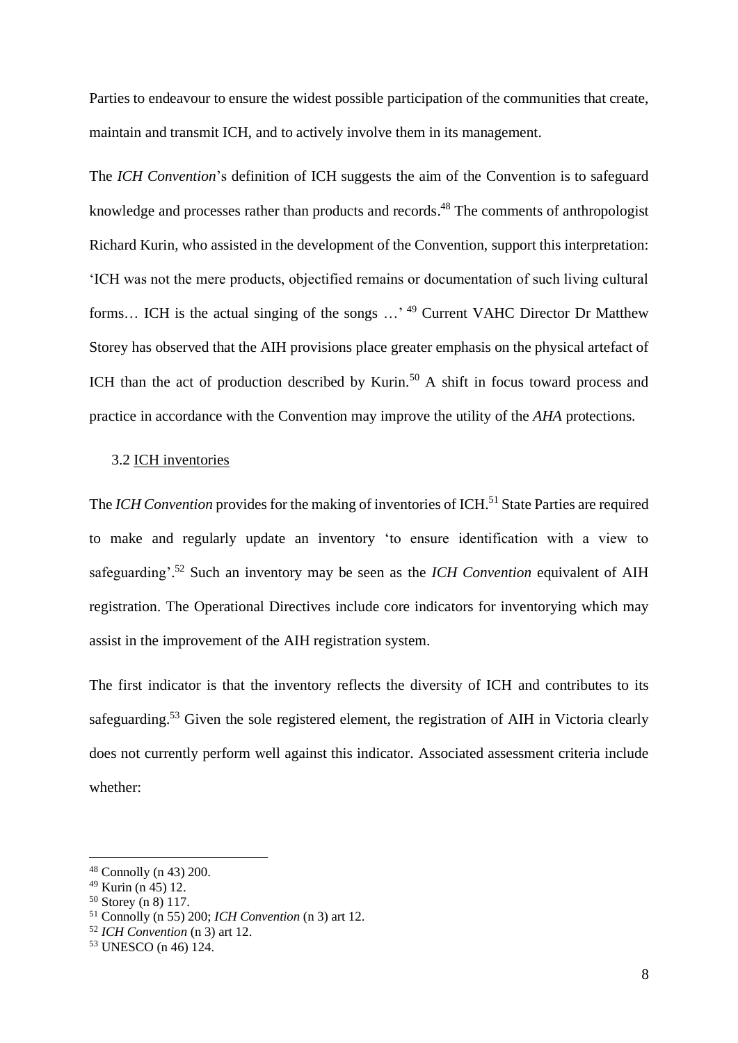Parties to endeavour to ensure the widest possible participation of the communities that create, maintain and transmit ICH, and to actively involve them in its management.

The *ICH Convention*'s definition of ICH suggests the aim of the Convention is to safeguard knowledge and processes rather than products and records.[48] The comments of anthropologist Richard Kurin, who assisted in the development of the Convention, support this interpretation: 'ICH was not the mere products, objectified remains or documentation of such living cultural forms… ICH is the actual singing of the songs …'[49] Current VAHC Director Dr Matthew Storey has observed that the AIH provisions place greater emphasis on the physical artefact of ICH than the act of production described by Kurin.[50] A shift in focus toward process and practice in accordance with the Convention may improve the utility of the *AHA* protections.

### 3.2 ICH inventories

The *ICH Convention* provides for the making of inventories of ICH.[51] State Parties are required to make and regularly update an inventory 'to ensure identification with a view to safeguarding'.[52] Such an inventory may be seen as the *ICH Convention* equivalent of AIH registration. The Operational Directives include core indicators for inventorying which may assist in the improvement of the AIH registration system.

The first indicator is that the inventory reflects the diversity of ICH and contributes to its safeguarding.[53] Given the sole registered element, the registration of AIH in Victoria clearly does not currently perform well against this indicator. Associated assessment criteria include whether:

---

[48] Connolly (n 43) 200.
[49] Kurin (n 45) 12.
[50] Storey (n 8) 117.
[51] Connolly (n 55) 200; *ICH Convention* (n 3) art 12.
[52] *ICH Convention* (n 3) art 12.
[53] UNESCO (n 46) 124.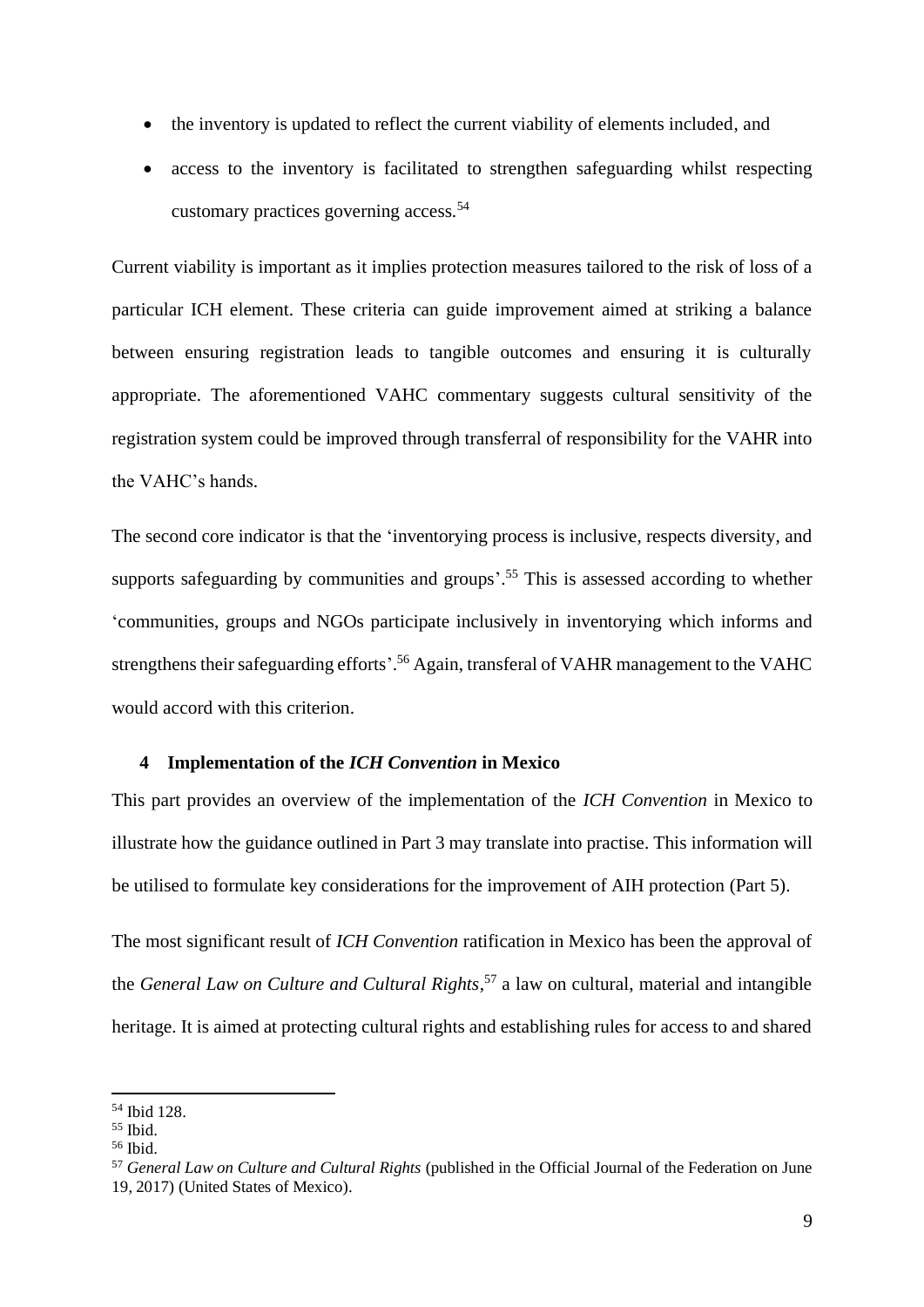- the inventory is updated to reflect the current viability of elements included, and
- access to the inventory is facilitated to strengthen safeguarding whilst respecting customary practices governing access.[54]

Current viability is important as it implies protection measures tailored to the risk of loss of a particular ICH element. These criteria can guide improvement aimed at striking a balance between ensuring registration leads to tangible outcomes and ensuring it is culturally appropriate. The aforementioned VAHC commentary suggests cultural sensitivity of the registration system could be improved through transferral of responsibility for the VAHR into the VAHC's hands.

The second core indicator is that the 'inventorying process is inclusive, respects diversity, and supports safeguarding by communities and groups'.[55] This is assessed according to whether 'communities, groups and NGOs participate inclusively in inventorying which informs and strengthens their safeguarding efforts'.[56] Again, transferal of VAHR management to the VAHC would accord with this criterion.

## 4 Implementation of the *ICH Convention* in Mexico

This part provides an overview of the implementation of the *ICH Convention* in Mexico to illustrate how the guidance outlined in Part 3 may translate into practise. This information will be utilised to formulate key considerations for the improvement of AIH protection (Part 5).

The most significant result of *ICH Convention* ratification in Mexico has been the approval of the *General Law on Culture and Cultural Rights*,[57] a law on cultural, material and intangible heritage. It is aimed at protecting cultural rights and establishing rules for access to and shared

---

[54] Ibid 128.

[55] Ibid.

[56] Ibid.

[57] *General Law on Culture and Cultural Rights* (published in the Official Journal of the Federation on June 19, 2017) (United States of Mexico).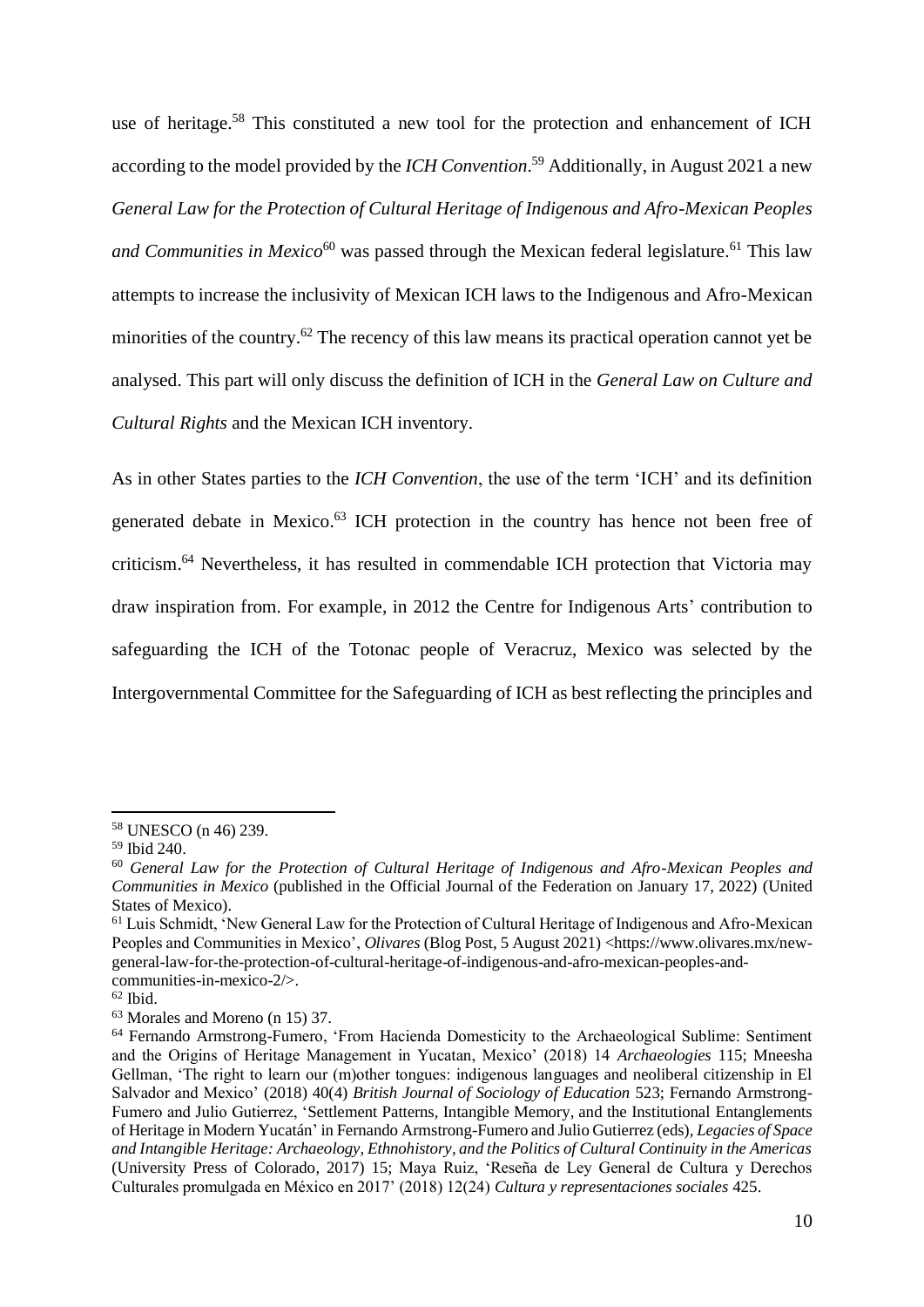use of heritage.[58] This constituted a new tool for the protection and enhancement of ICH according to the model provided by the *ICH Convention*.[59] Additionally, in August 2021 a new *General Law for the Protection of Cultural Heritage of Indigenous and Afro-Mexican Peoples and Communities in Mexico*[60] was passed through the Mexican federal legislature.[61] This law attempts to increase the inclusivity of Mexican ICH laws to the Indigenous and Afro-Mexican minorities of the country.[62] The recency of this law means its practical operation cannot yet be analysed. This part will only discuss the definition of ICH in the *General Law on Culture and Cultural Rights* and the Mexican ICH inventory.

As in other States parties to the *ICH Convention*, the use of the term 'ICH' and its definition generated debate in Mexico.[63] ICH protection in the country has hence not been free of criticism.[64] Nevertheless, it has resulted in commendable ICH protection that Victoria may draw inspiration from. For example, in 2012 the Centre for Indigenous Arts' contribution to safeguarding the ICH of the Totonac people of Veracruz, Mexico was selected by the Intergovernmental Committee for the Safeguarding of ICH as best reflecting the principles and

---

[58] UNESCO (n 46) 239.

[59] Ibid 240.

[60] *General Law for the Protection of Cultural Heritage of Indigenous and Afro-Mexican Peoples and Communities in Mexico* (published in the Official Journal of the Federation on January 17, 2022) (United States of Mexico).

[61] Luis Schmidt, 'New General Law for the Protection of Cultural Heritage of Indigenous and Afro-Mexican Peoples and Communities in Mexico', *Olivares* (Blog Post, 5 August 2021) <https://www.olivares.mx/new-general-law-for-the-protection-of-cultural-heritage-of-indigenous-and-afro-mexican-peoples-and-communities-in-mexico-2/>.

[62] Ibid.

[63] Morales and Moreno (n 15) 37.

[64] Fernando Armstrong-Fumero, 'From Hacienda Domesticity to the Archaeological Sublime: Sentiment and the Origins of Heritage Management in Yucatan, Mexico' (2018) 14 *Archaeologies* 115; Mneesha Gellman, 'The right to learn our (m)other tongues: indigenous languages and neoliberal citizenship in El Salvador and Mexico' (2018) 40(4) *British Journal of Sociology of Education* 523; Fernando Armstrong-Fumero and Julio Gutierrez, 'Settlement Patterns, Intangible Memory, and the Institutional Entanglements of Heritage in Modern Yucatán' in Fernando Armstrong-Fumero and Julio Gutierrez (eds), *Legacies of Space and Intangible Heritage: Archaeology, Ethnohistory, and the Politics of Cultural Continuity in the Americas* (University Press of Colorado, 2017) 15; Maya Ruiz, 'Reseña de Ley General de Cultura y Derechos Culturales promulgada en México en 2017' (2018) 12(24) *Cultura y representaciones sociales* 425.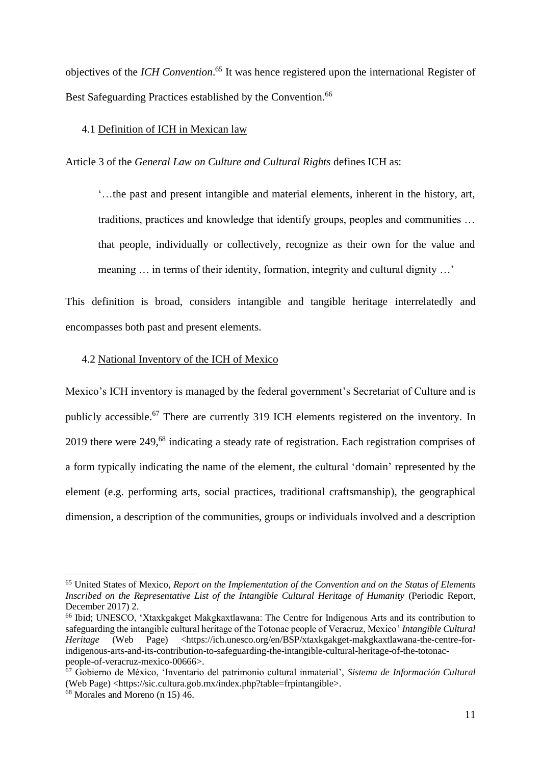objectives of the *ICH Convention*.[65] It was hence registered upon the international Register of Best Safeguarding Practices established by the Convention.[66]

### 4.1 Definition of ICH in Mexican law

Article 3 of the *General Law on Culture and Cultural Rights* defines ICH as:

> '…the past and present intangible and material elements, inherent in the history, art, traditions, practices and knowledge that identify groups, peoples and communities … that people, individually or collectively, recognize as their own for the value and meaning … in terms of their identity, formation, integrity and cultural dignity …'

This definition is broad, considers intangible and tangible heritage interrelatedly and encompasses both past and present elements.

### 4.2 National Inventory of the ICH of Mexico

Mexico's ICH inventory is managed by the federal government's Secretariat of Culture and is publicly accessible.[67] There are currently 319 ICH elements registered on the inventory. In 2019 there were 249,[68] indicating a steady rate of registration. Each registration comprises of a form typically indicating the name of the element, the cultural 'domain' represented by the element (e.g. performing arts, social practices, traditional craftsmanship), the geographical dimension, a description of the communities, groups or individuals involved and a description

---

[65] United States of Mexico, *Report on the Implementation of the Convention and on the Status of Elements Inscribed on the Representative List of the Intangible Cultural Heritage of Humanity* (Periodic Report, December 2017) 2.

[66] Ibid; UNESCO, 'Xtaxkgakget Makgkaxtlawana: The Centre for Indigenous Arts and its contribution to safeguarding the intangible cultural heritage of the Totonac people of Veracruz, Mexico' *Intangible Cultural Heritage* (Web Page) <https://ich.unesco.org/en/BSP/xtaxkgakget-makgkaxtlawana-the-centre-for-indigenous-arts-and-its-contribution-to-safeguarding-the-intangible-cultural-heritage-of-the-totonac-people-of-veracruz-mexico-00666>.

[67] Gobierno de México, 'Inventario del patrimonio cultural inmaterial', *Sistema de Información Cultural* (Web Page) <https://sic.cultura.gob.mx/index.php?table=frpintangible>.

[68] Morales and Moreno (n 15) 46.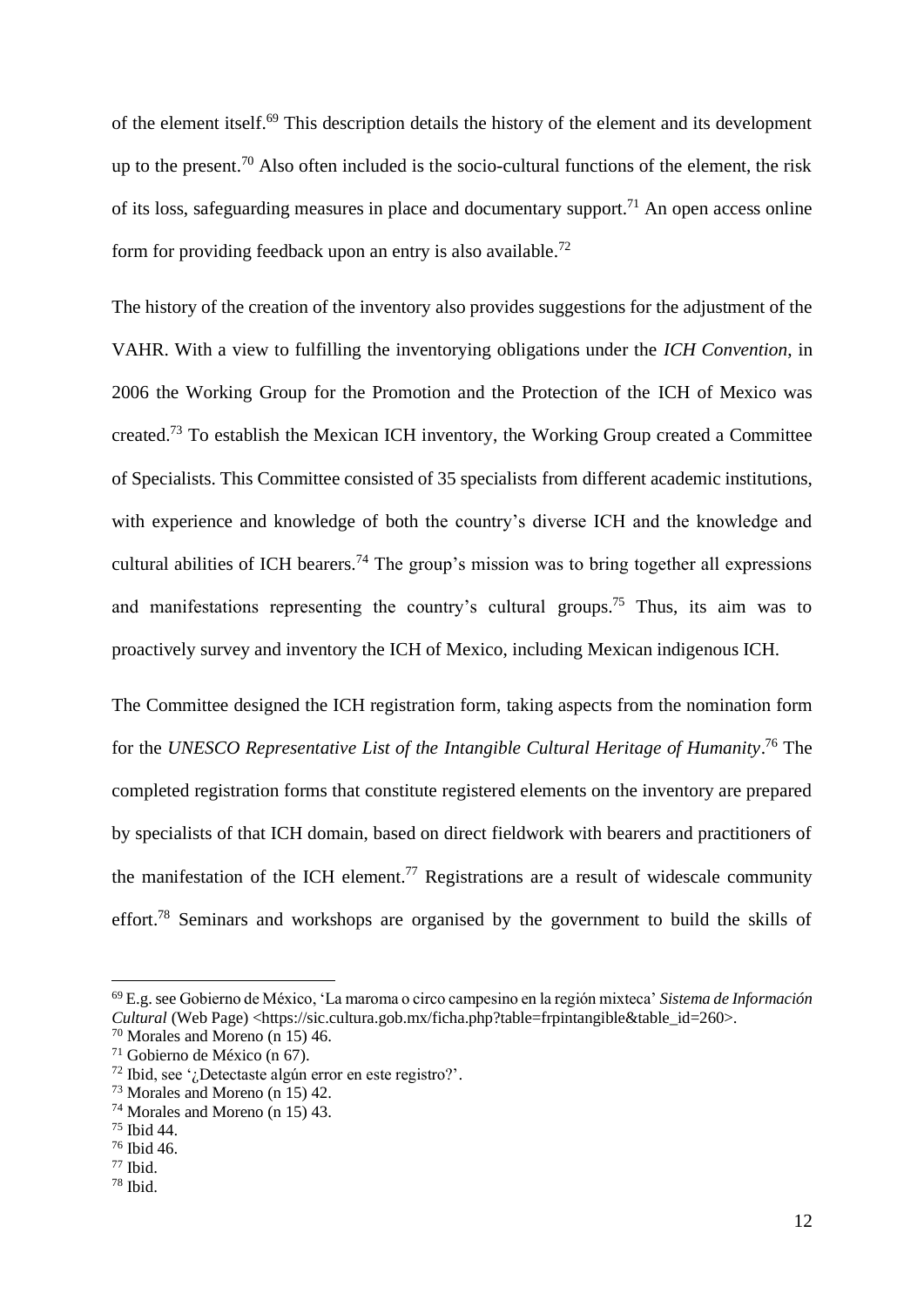of the element itself.[69] This description details the history of the element and its development up to the present.[70] Also often included is the socio-cultural functions of the element, the risk of its loss, safeguarding measures in place and documentary support.[71] An open access online form for providing feedback upon an entry is also available.[72]

The history of the creation of the inventory also provides suggestions for the adjustment of the VAHR. With a view to fulfilling the inventorying obligations under the *ICH Convention*, in 2006 the Working Group for the Promotion and the Protection of the ICH of Mexico was created.[73] To establish the Mexican ICH inventory, the Working Group created a Committee of Specialists. This Committee consisted of 35 specialists from different academic institutions, with experience and knowledge of both the country's diverse ICH and the knowledge and cultural abilities of ICH bearers.[74] The group's mission was to bring together all expressions and manifestations representing the country's cultural groups.[75] Thus, its aim was to proactively survey and inventory the ICH of Mexico, including Mexican indigenous ICH.

The Committee designed the ICH registration form, taking aspects from the nomination form for the *UNESCO Representative List of the Intangible Cultural Heritage of Humanity*.[76] The completed registration forms that constitute registered elements on the inventory are prepared by specialists of that ICH domain, based on direct fieldwork with bearers and practitioners of the manifestation of the ICH element.[77] Registrations are a result of widescale community effort.[78] Seminars and workshops are organised by the government to build the skills of

---

[69] E.g. see Gobierno de México, 'La maroma o circo campesino en la región mixteca' *Sistema de Información Cultural* (Web Page) <https://sic.cultura.gob.mx/ficha.php?table=frpintangible&table_id=260>.
[70] Morales and Moreno (n 15) 46.
[71] Gobierno de México (n 67).
[72] Ibid, see '¿Detectaste algún error en este registro?'.
[73] Morales and Moreno (n 15) 42.
[74] Morales and Moreno (n 15) 43.
[75] Ibid 44.
[76] Ibid 46.
[77] Ibid.
[78] Ibid.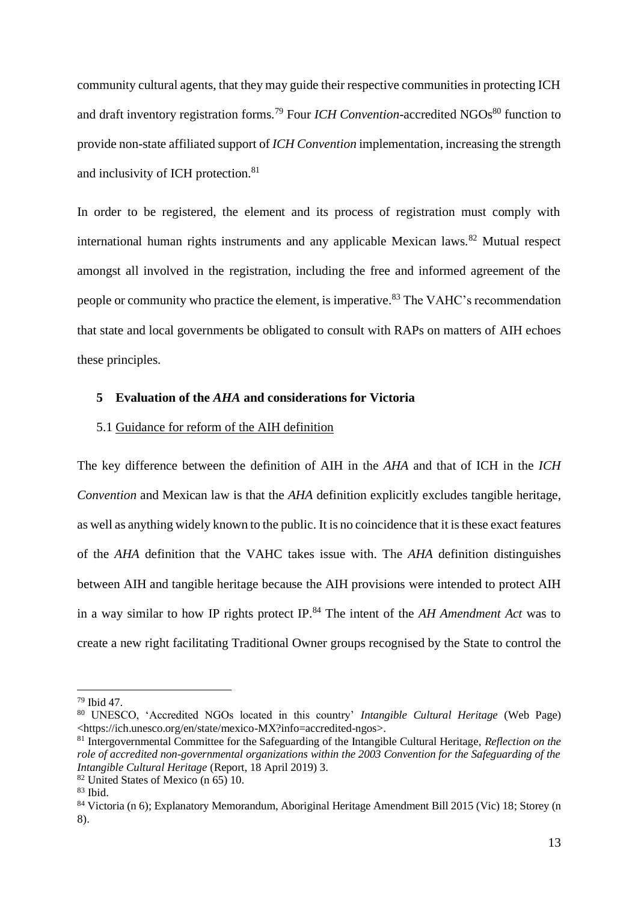community cultural agents, that they may guide their respective communities in protecting ICH and draft inventory registration forms.[79] Four *ICH Convention*-accredited NGOs[80] function to provide non-state affiliated support of *ICH Convention* implementation, increasing the strength and inclusivity of ICH protection.[81]

In order to be registered, the element and its process of registration must comply with international human rights instruments and any applicable Mexican laws.[82] Mutual respect amongst all involved in the registration, including the free and informed agreement of the people or community who practice the element, is imperative.[83] The VAHC's recommendation that state and local governments be obligated to consult with RAPs on matters of AIH echoes these principles.

## 5 Evaluation of the *AHA* and considerations for Victoria

### 5.1 Guidance for reform of the AIH definition

The key difference between the definition of AIH in the *AHA* and that of ICH in the *ICH Convention* and Mexican law is that the *AHA* definition explicitly excludes tangible heritage, as well as anything widely known to the public. It is no coincidence that it is these exact features of the *AHA* definition that the VAHC takes issue with. The *AHA* definition distinguishes between AIH and tangible heritage because the AIH provisions were intended to protect AIH in a way similar to how IP rights protect IP.[84] The intent of the *AH Amendment Act* was to create a new right facilitating Traditional Owner groups recognised by the State to control the

---

[79] Ibid 47.

[80] UNESCO, 'Accredited NGOs located in this country' *Intangible Cultural Heritage* (Web Page) <https://ich.unesco.org/en/state/mexico-MX?info=accredited-ngos>.

[81] Intergovernmental Committee for the Safeguarding of the Intangible Cultural Heritage, *Reflection on the role of accredited non-governmental organizations within the 2003 Convention for the Safeguarding of the Intangible Cultural Heritage* (Report, 18 April 2019) 3.

[82] United States of Mexico (n 65) 10.

[83] Ibid.

[84] Victoria (n 6); Explanatory Memorandum, Aboriginal Heritage Amendment Bill 2015 (Vic) 18; Storey (n 8).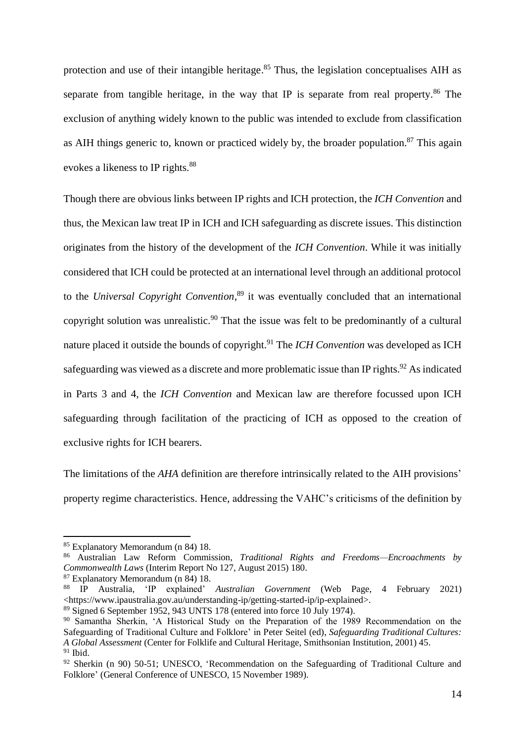protection and use of their intangible heritage.[85] Thus, the legislation conceptualises AIH as separate from tangible heritage, in the way that IP is separate from real property.[86] The exclusion of anything widely known to the public was intended to exclude from classification as AIH things generic to, known or practiced widely by, the broader population.[87] This again evokes a likeness to IP rights.[88]

Though there are obvious links between IP rights and ICH protection, the *ICH Convention* and thus, the Mexican law treat IP in ICH and ICH safeguarding as discrete issues. This distinction originates from the history of the development of the *ICH Convention*. While it was initially considered that ICH could be protected at an international level through an additional protocol to the *Universal Copyright Convention*,[89] it was eventually concluded that an international copyright solution was unrealistic.[90] That the issue was felt to be predominantly of a cultural nature placed it outside the bounds of copyright.[91] The *ICH Convention* was developed as ICH safeguarding was viewed as a discrete and more problematic issue than IP rights.[92] As indicated in Parts 3 and 4, the *ICH Convention* and Mexican law are therefore focussed upon ICH safeguarding through facilitation of the practicing of ICH as opposed to the creation of exclusive rights for ICH bearers.

The limitations of the *AHA* definition are therefore intrinsically related to the AIH provisions' property regime characteristics. Hence, addressing the VAHC's criticisms of the definition by

---

[85] Explanatory Memorandum (n 84) 18.

[86] Australian Law Reform Commission, *Traditional Rights and Freedoms—Encroachments by Commonwealth Laws* (Interim Report No 127, August 2015) 180.

[87] Explanatory Memorandum (n 84) 18.

[88] IP Australia, 'IP explained' *Australian Government* (Web Page, 4 February 2021) <https://www.ipaustralia.gov.au/understanding-ip/getting-started-ip/ip-explained>.

[89] Signed 6 September 1952, 943 UNTS 178 (entered into force 10 July 1974).

[90] Samantha Sherkin, 'A Historical Study on the Preparation of the 1989 Recommendation on the Safeguarding of Traditional Culture and Folklore' in Peter Seitel (ed), *Safeguarding Traditional Cultures: A Global Assessment* (Center for Folklife and Cultural Heritage, Smithsonian Institution, 2001) 45.

[91] Ibid.

[92] Sherkin (n 90) 50-51; UNESCO, 'Recommendation on the Safeguarding of Traditional Culture and Folklore' (General Conference of UNESCO, 15 November 1989).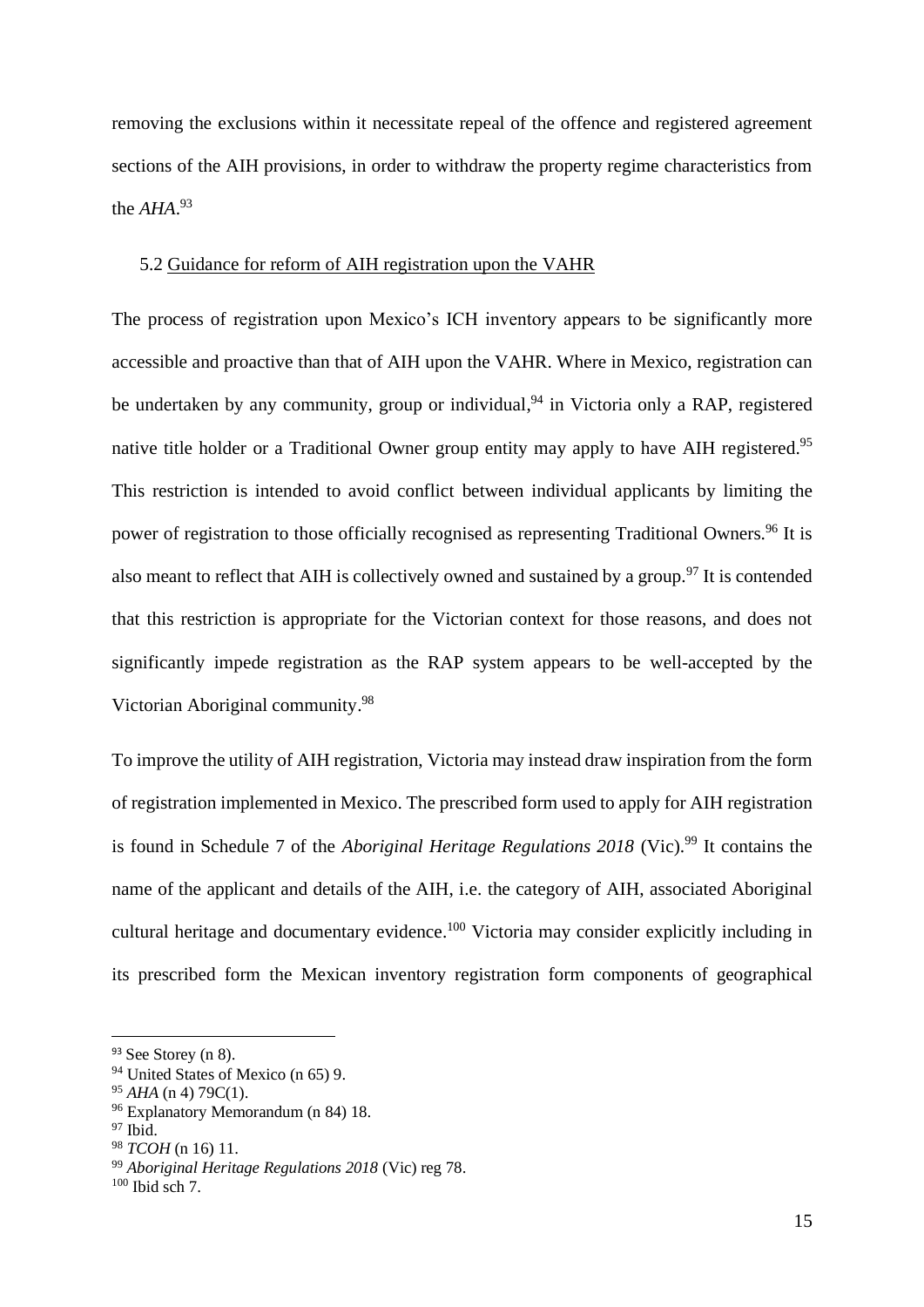removing the exclusions within it necessitate repeal of the offence and registered agreement sections of the AIH provisions, in order to withdraw the property regime characteristics from the *AHA*.[93]

### 5.2 Guidance for reform of AIH registration upon the VAHR

The process of registration upon Mexico's ICH inventory appears to be significantly more accessible and proactive than that of AIH upon the VAHR. Where in Mexico, registration can be undertaken by any community, group or individual,[94] in Victoria only a RAP, registered native title holder or a Traditional Owner group entity may apply to have AIH registered.[95] This restriction is intended to avoid conflict between individual applicants by limiting the power of registration to those officially recognised as representing Traditional Owners.[96] It is also meant to reflect that AIH is collectively owned and sustained by a group.[97] It is contended that this restriction is appropriate for the Victorian context for those reasons, and does not significantly impede registration as the RAP system appears to be well-accepted by the Victorian Aboriginal community.[98]

To improve the utility of AIH registration, Victoria may instead draw inspiration from the form of registration implemented in Mexico. The prescribed form used to apply for AIH registration is found in Schedule 7 of the *Aboriginal Heritage Regulations 2018* (Vic).[99] It contains the name of the applicant and details of the AIH, i.e. the category of AIH, associated Aboriginal cultural heritage and documentary evidence.[100] Victoria may consider explicitly including in its prescribed form the Mexican inventory registration form components of geographical

---

[93] See Storey (n 8).

[94] United States of Mexico (n 65) 9.

[95] *AHA* (n 4) 79C(1).

[96] Explanatory Memorandum (n 84) 18.

[97] Ibid.

[98] *TCOH* (n 16) 11.

[99] *Aboriginal Heritage Regulations 2018* (Vic) reg 78.

[100] Ibid sch 7.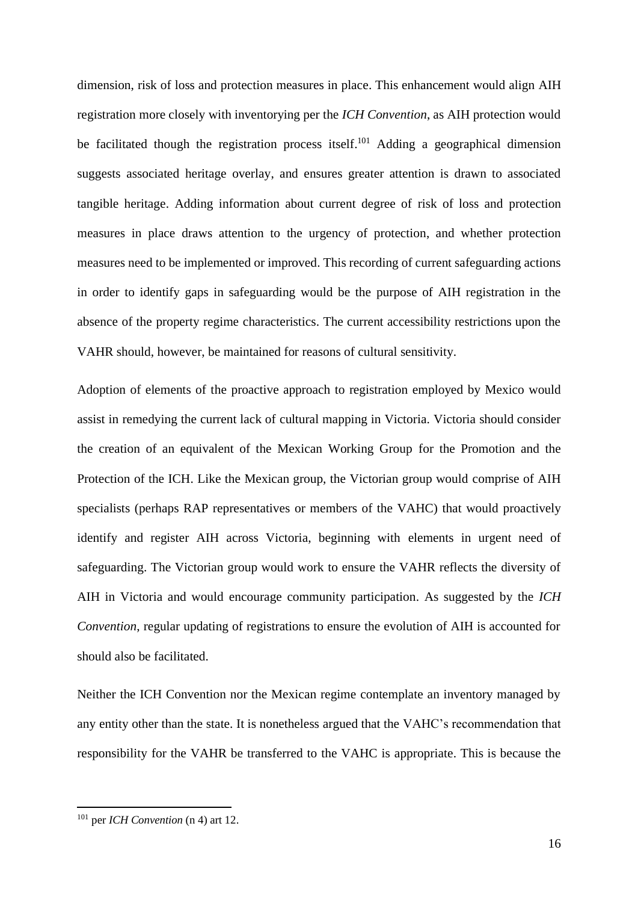dimension, risk of loss and protection measures in place. This enhancement would align AIH registration more closely with inventorying per the *ICH Convention*, as AIH protection would be facilitated though the registration process itself.[101] Adding a geographical dimension suggests associated heritage overlay, and ensures greater attention is drawn to associated tangible heritage. Adding information about current degree of risk of loss and protection measures in place draws attention to the urgency of protection, and whether protection measures need to be implemented or improved. This recording of current safeguarding actions in order to identify gaps in safeguarding would be the purpose of AIH registration in the absence of the property regime characteristics. The current accessibility restrictions upon the VAHR should, however, be maintained for reasons of cultural sensitivity.

Adoption of elements of the proactive approach to registration employed by Mexico would assist in remedying the current lack of cultural mapping in Victoria. Victoria should consider the creation of an equivalent of the Mexican Working Group for the Promotion and the Protection of the ICH. Like the Mexican group, the Victorian group would comprise of AIH specialists (perhaps RAP representatives or members of the VAHC) that would proactively identify and register AIH across Victoria, beginning with elements in urgent need of safeguarding. The Victorian group would work to ensure the VAHR reflects the diversity of AIH in Victoria and would encourage community participation. As suggested by the *ICH Convention*, regular updating of registrations to ensure the evolution of AIH is accounted for should also be facilitated.

Neither the ICH Convention nor the Mexican regime contemplate an inventory managed by any entity other than the state. It is nonetheless argued that the VAHC's recommendation that responsibility for the VAHR be transferred to the VAHC is appropriate. This is because the

[101] per *ICH Convention* (n 4) art 12.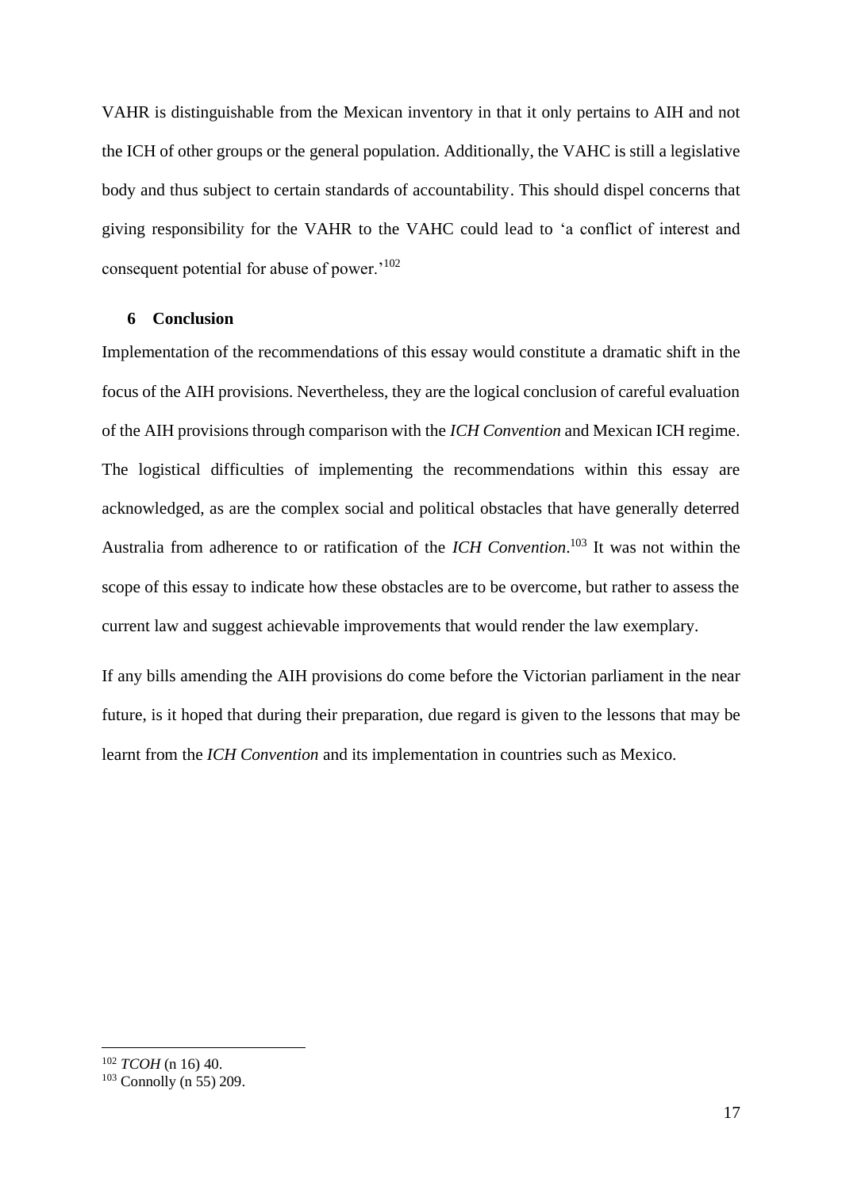VAHR is distinguishable from the Mexican inventory in that it only pertains to AIH and not the ICH of other groups or the general population. Additionally, the VAHC is still a legislative body and thus subject to certain standards of accountability. This should dispel concerns that giving responsibility for the VAHR to the VAHC could lead to 'a conflict of interest and consequent potential for abuse of power.'[102]

## 6 Conclusion

Implementation of the recommendations of this essay would constitute a dramatic shift in the focus of the AIH provisions. Nevertheless, they are the logical conclusion of careful evaluation of the AIH provisions through comparison with the *ICH Convention* and Mexican ICH regime. The logistical difficulties of implementing the recommendations within this essay are acknowledged, as are the complex social and political obstacles that have generally deterred Australia from adherence to or ratification of the *ICH Convention*.[103] It was not within the scope of this essay to indicate how these obstacles are to be overcome, but rather to assess the current law and suggest achievable improvements that would render the law exemplary.

If any bills amending the AIH provisions do come before the Victorian parliament in the near future, is it hoped that during their preparation, due regard is given to the lessons that may be learnt from the *ICH Convention* and its implementation in countries such as Mexico.

---

[102] *TCOH* (n 16) 40.

[103] Connolly (n 55) 209.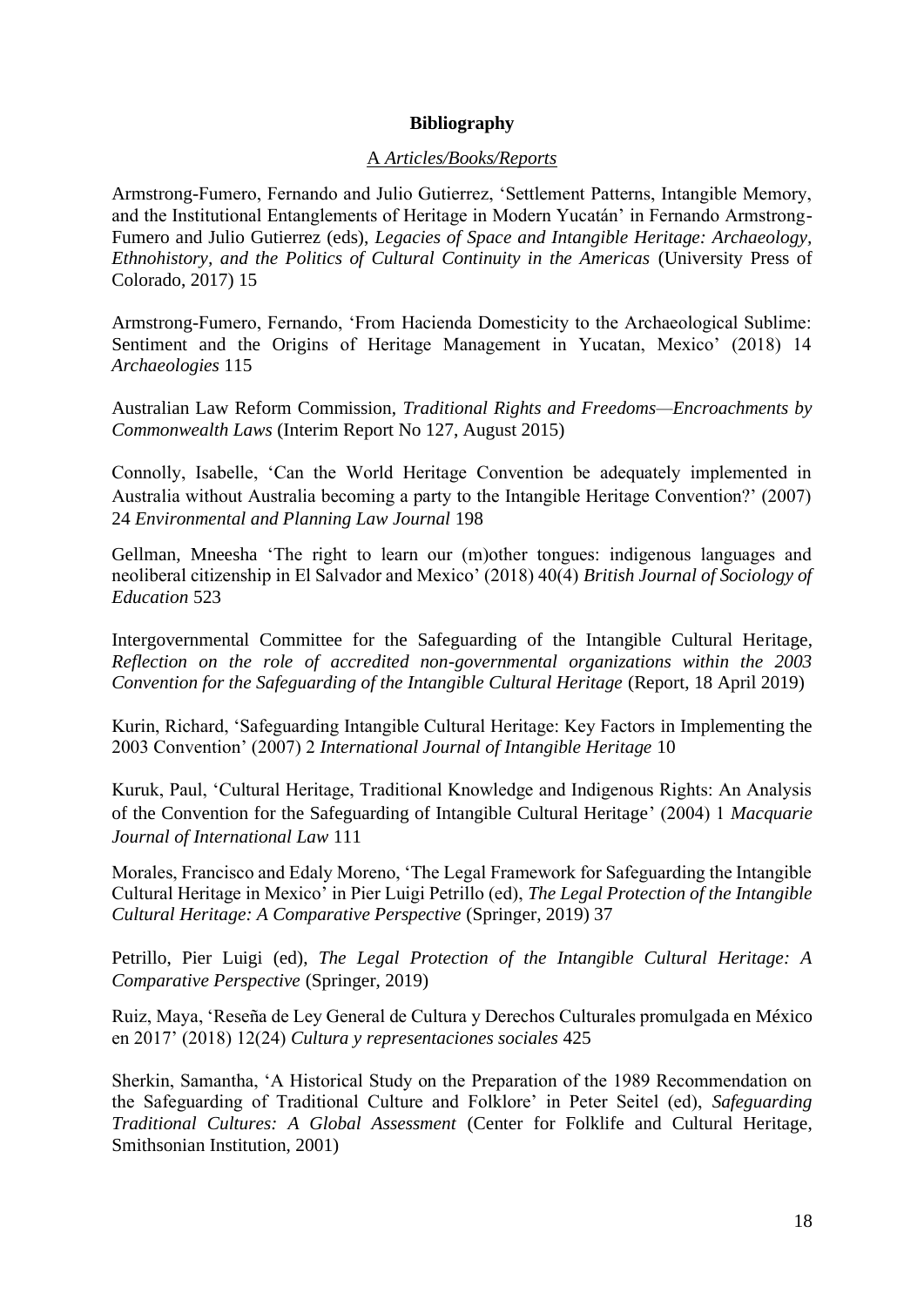**Bibliography**

A *Articles/Books/Reports*

Armstrong-Fumero, Fernando and Julio Gutierrez, 'Settlement Patterns, Intangible Memory, and the Institutional Entanglements of Heritage in Modern Yucatán' in Fernando Armstrong-Fumero and Julio Gutierrez (eds), *Legacies of Space and Intangible Heritage: Archaeology, Ethnohistory, and the Politics of Cultural Continuity in the Americas* (University Press of Colorado, 2017) 15

Armstrong-Fumero, Fernando, 'From Hacienda Domesticity to the Archaeological Sublime: Sentiment and the Origins of Heritage Management in Yucatan, Mexico' (2018) 14 *Archaeologies* 115

Australian Law Reform Commission, *Traditional Rights and Freedoms—Encroachments by Commonwealth Laws* (Interim Report No 127, August 2015)

Connolly, Isabelle, 'Can the World Heritage Convention be adequately implemented in Australia without Australia becoming a party to the Intangible Heritage Convention?' (2007) 24 *Environmental and Planning Law Journal* 198

Gellman, Mneesha 'The right to learn our (m)other tongues: indigenous languages and neoliberal citizenship in El Salvador and Mexico' (2018) 40(4) *British Journal of Sociology of Education* 523

Intergovernmental Committee for the Safeguarding of the Intangible Cultural Heritage, *Reflection on the role of accredited non-governmental organizations within the 2003 Convention for the Safeguarding of the Intangible Cultural Heritage* (Report, 18 April 2019)

Kurin, Richard, 'Safeguarding Intangible Cultural Heritage: Key Factors in Implementing the 2003 Convention' (2007) 2 *International Journal of Intangible Heritage* 10

Kuruk, Paul, 'Cultural Heritage, Traditional Knowledge and Indigenous Rights: An Analysis of the Convention for the Safeguarding of Intangible Cultural Heritage' (2004) 1 *Macquarie Journal of International Law* 111

Morales, Francisco and Edaly Moreno, 'The Legal Framework for Safeguarding the Intangible Cultural Heritage in Mexico' in Pier Luigi Petrillo (ed), *The Legal Protection of the Intangible Cultural Heritage: A Comparative Perspective* (Springer, 2019) 37

Petrillo, Pier Luigi (ed), *The Legal Protection of the Intangible Cultural Heritage: A Comparative Perspective* (Springer, 2019)

Ruiz, Maya, 'Reseña de Ley General de Cultura y Derechos Culturales promulgada en México en 2017' (2018) 12(24) *Cultura y representaciones sociales* 425

Sherkin, Samantha, 'A Historical Study on the Preparation of the 1989 Recommendation on the Safeguarding of Traditional Culture and Folklore' in Peter Seitel (ed), *Safeguarding Traditional Cultures: A Global Assessment* (Center for Folklife and Cultural Heritage, Smithsonian Institution, 2001)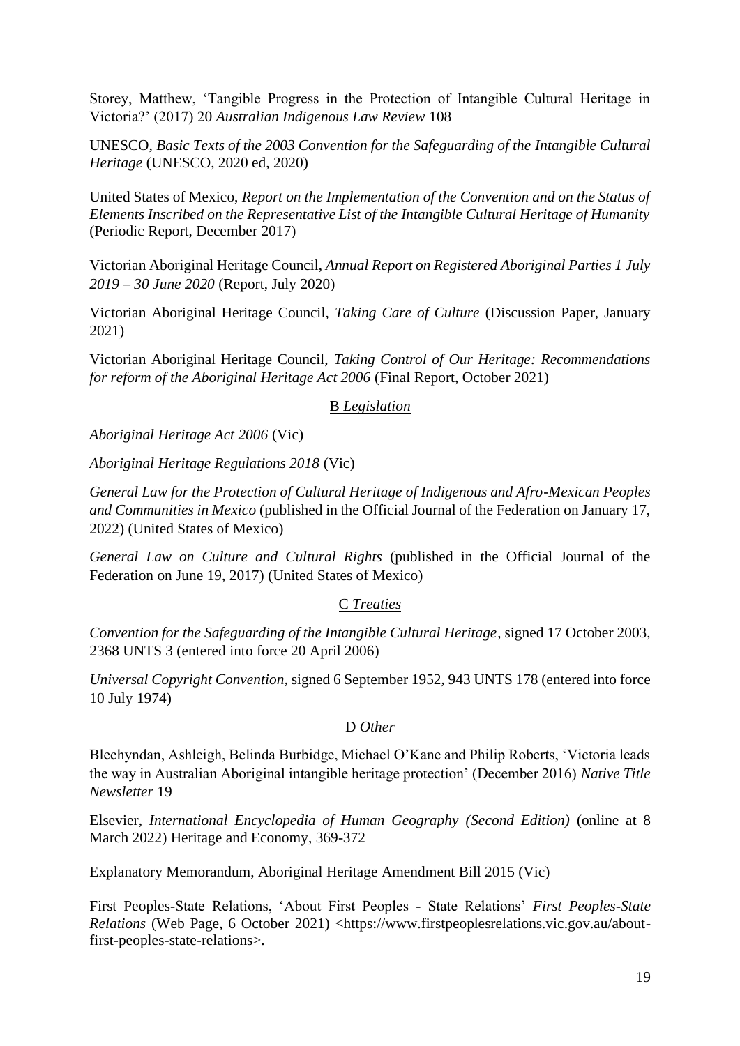Storey, Matthew, 'Tangible Progress in the Protection of Intangible Cultural Heritage in Victoria?' (2017) 20 *Australian Indigenous Law Review* 108

UNESCO, *Basic Texts of the 2003 Convention for the Safeguarding of the Intangible Cultural Heritage* (UNESCO, 2020 ed, 2020)

United States of Mexico, *Report on the Implementation of the Convention and on the Status of Elements Inscribed on the Representative List of the Intangible Cultural Heritage of Humanity* (Periodic Report, December 2017)

Victorian Aboriginal Heritage Council, *Annual Report on Registered Aboriginal Parties 1 July 2019 – 30 June 2020* (Report, July 2020)

Victorian Aboriginal Heritage Council, *Taking Care of Culture* (Discussion Paper, January 2021)

Victorian Aboriginal Heritage Council, *Taking Control of Our Heritage: Recommendations for reform of the Aboriginal Heritage Act 2006* (Final Report, October 2021)

### B *Legislation*

*Aboriginal Heritage Act 2006* (Vic)

*Aboriginal Heritage Regulations 2018* (Vic)

*General Law for the Protection of Cultural Heritage of Indigenous and Afro-Mexican Peoples and Communities in Mexico* (published in the Official Journal of the Federation on January 17, 2022) (United States of Mexico)

*General Law on Culture and Cultural Rights* (published in the Official Journal of the Federation on June 19, 2017) (United States of Mexico)

### C *Treaties*

*Convention for the Safeguarding of the Intangible Cultural Heritage*, signed 17 October 2003, 2368 UNTS 3 (entered into force 20 April 2006)

*Universal Copyright Convention*, signed 6 September 1952, 943 UNTS 178 (entered into force 10 July 1974)

### D *Other*

Blechyndan, Ashleigh, Belinda Burbidge, Michael O'Kane and Philip Roberts, 'Victoria leads the way in Australian Aboriginal intangible heritage protection' (December 2016) *Native Title Newsletter* 19

Elsevier, *International Encyclopedia of Human Geography (Second Edition)* (online at 8 March 2022) Heritage and Economy, 369-372

Explanatory Memorandum, Aboriginal Heritage Amendment Bill 2015 (Vic)

First Peoples-State Relations, 'About First Peoples - State Relations' *First Peoples-State Relations* (Web Page, 6 October 2021) <https://www.firstpeoplesrelations.vic.gov.au/about-first-peoples-state-relations>.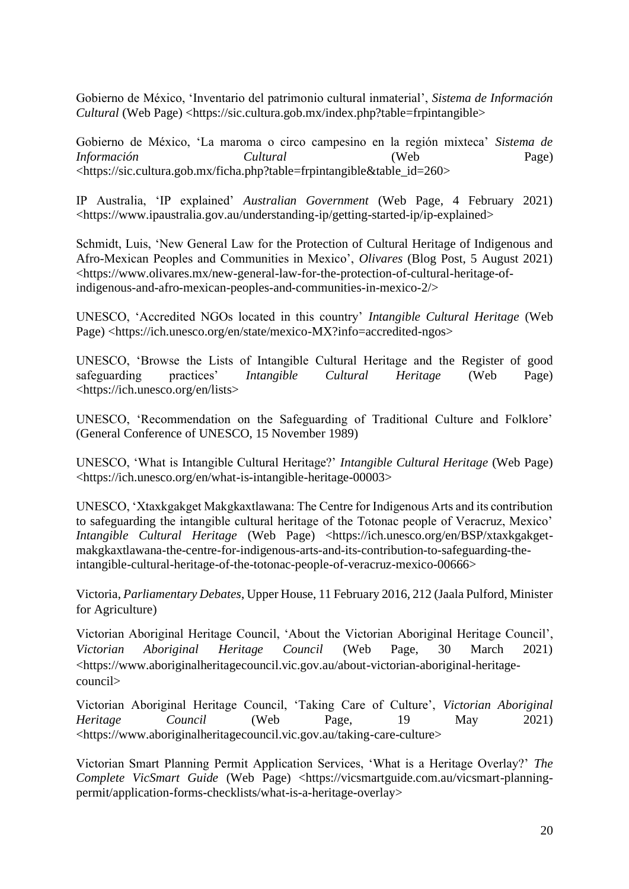Gobierno de México, 'Inventario del patrimonio cultural inmaterial', *Sistema de Información Cultural* (Web Page) <https://sic.cultura.gob.mx/index.php?table=frpintangible>

Gobierno de México, 'La maroma o circo campesino en la región mixteca' *Sistema de Información Cultural* (Web Page) <https://sic.cultura.gob.mx/ficha.php?table=frpintangible&table_id=260>

IP Australia, 'IP explained' *Australian Government* (Web Page, 4 February 2021) <https://www.ipaustralia.gov.au/understanding-ip/getting-started-ip/ip-explained>

Schmidt, Luis, 'New General Law for the Protection of Cultural Heritage of Indigenous and Afro-Mexican Peoples and Communities in Mexico', *Olivares* (Blog Post, 5 August 2021) <https://www.olivares.mx/new-general-law-for-the-protection-of-cultural-heritage-of-indigenous-and-afro-mexican-peoples-and-communities-in-mexico-2/>

UNESCO, 'Accredited NGOs located in this country' *Intangible Cultural Heritage* (Web Page) <https://ich.unesco.org/en/state/mexico-MX?info=accredited-ngos>

UNESCO, 'Browse the Lists of Intangible Cultural Heritage and the Register of good safeguarding practices' *Intangible Cultural Heritage* (Web Page) <https://ich.unesco.org/en/lists>

UNESCO, 'Recommendation on the Safeguarding of Traditional Culture and Folklore' (General Conference of UNESCO, 15 November 1989)

UNESCO, 'What is Intangible Cultural Heritage?' *Intangible Cultural Heritage* (Web Page) <https://ich.unesco.org/en/what-is-intangible-heritage-00003>

UNESCO, 'Xtaxkgakget Makgkaxtlawana: The Centre for Indigenous Arts and its contribution to safeguarding the intangible cultural heritage of the Totonac people of Veracruz, Mexico' *Intangible Cultural Heritage* (Web Page) <https://ich.unesco.org/en/BSP/xtaxkgakget-makgkaxtlawana-the-centre-for-indigenous-arts-and-its-contribution-to-safeguarding-the-intangible-cultural-heritage-of-the-totonac-people-of-veracruz-mexico-00666>

Victoria, *Parliamentary Debates*, Upper House, 11 February 2016, 212 (Jaala Pulford, Minister for Agriculture)

Victorian Aboriginal Heritage Council, 'About the Victorian Aboriginal Heritage Council', *Victorian Aboriginal Heritage Council* (Web Page, 30 March 2021) <https://www.aboriginalheritagecouncil.vic.gov.au/about-victorian-aboriginal-heritage-council>

Victorian Aboriginal Heritage Council, 'Taking Care of Culture', *Victorian Aboriginal Heritage Council* (Web Page, 19 May 2021) <https://www.aboriginalheritagecouncil.vic.gov.au/taking-care-culture>

Victorian Smart Planning Permit Application Services, 'What is a Heritage Overlay?' *The Complete VicSmart Guide* (Web Page) <https://vicsmartguide.com.au/vicsmart-planning-permit/application-forms-checklists/what-is-a-heritage-overlay>